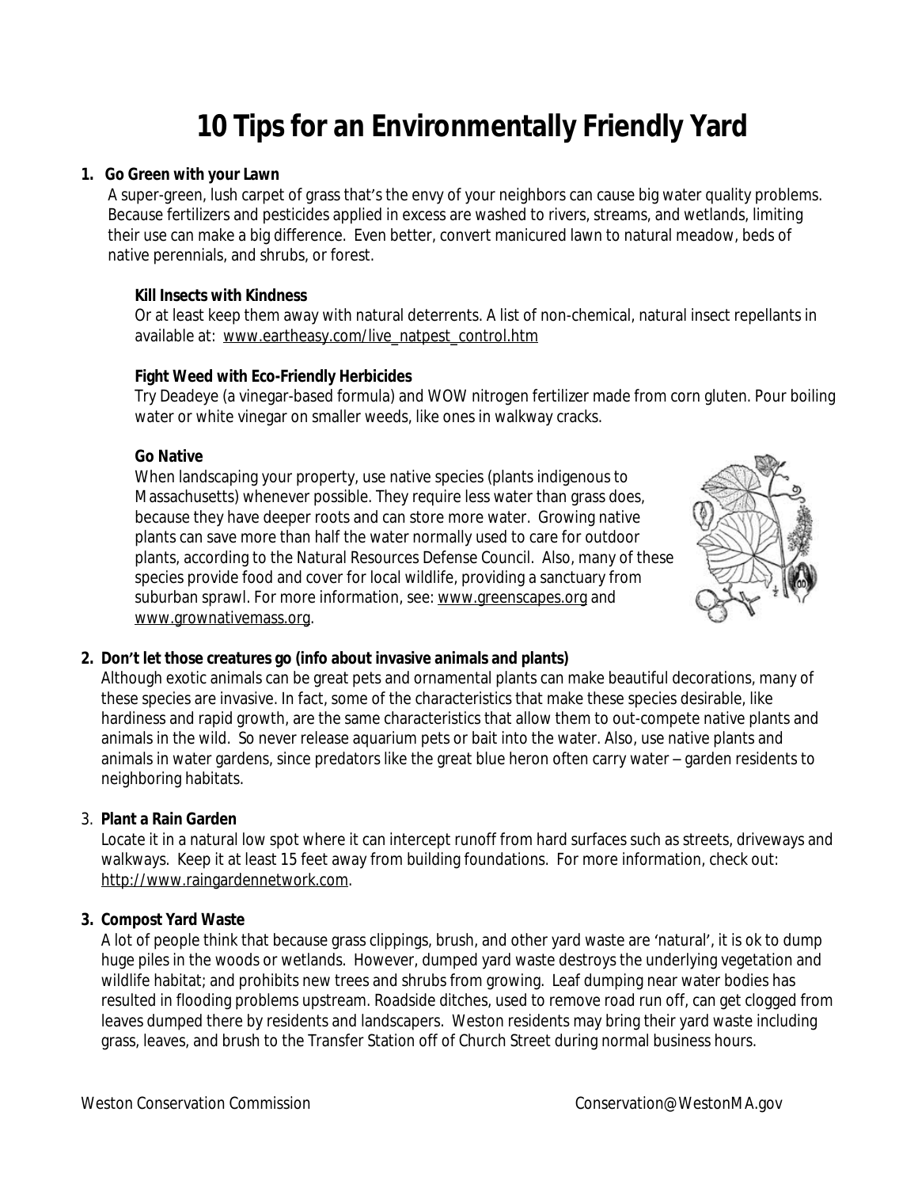# 10 Tips for an Environmentally Friendly Yard

1. **Go Green with your Lawn**

   A super-green, lush carpet of grass that's the envy of your neighbors can cause big water quality problems. Because fertilizers and pesticides applied in excess are washed to rivers, streams, and wetlands, limiting their use can make a big difference. Even better, convert manicured lawn to natural meadow, beds of native perennials, and shrubs, or forest.

   **Kill Insects with Kindness**

   Or at least keep them away with natural deterrents. A list of non-chemical, natural insect repellants in available at: www.eartheasy.com/live_natpest_control.htm

   **Fight Weed with Eco-Friendly Herbicides**

   Try Deadeye (a vinegar-based formula) and WOW nitrogen fertilizer made from corn gluten. Pour boiling water or white vinegar on smaller weeds, like ones in walkway cracks.

   **Go Native**

   When landscaping your property, use native species (plants indigenous to Massachusetts) whenever possible. They require less water than grass does, because they have deeper roots and can store more water. Growing native plants can save more than half the water normally used to care for outdoor plants, according to the Natural Resources Defense Council. Also, many of these species provide food and cover for local wildlife, providing a sanctuary from suburban sprawl. For more information, see: www.greenscapes.org and www.grownativemass.org.

2. **Don't let those creatures go (info about invasive animals and plants)**

   Although exotic animals can be great pets and ornamental plants can make beautiful decorations, many of these species are invasive. In fact, some of the characteristics that make these species desirable, like hardiness and rapid growth, are the same characteristics that allow them to out-compete native plants and animals in the wild. So never release aquarium pets or bait into the water. Also, use native plants and animals in water gardens, since predators like the great blue heron often carry water – garden residents to neighboring habitats.

3. **Plant a Rain Garden**

   Locate it in a natural low spot where it can intercept runoff from hard surfaces such as streets, driveways and walkways. Keep it at least 15 feet away from building foundations. For more information, check out: http://www.raingardennetwork.com.

3. **Compost Yard Waste**

   A lot of people think that because grass clippings, brush, and other yard waste are 'natural', it is ok to dump huge piles in the woods or wetlands. However, dumped yard waste destroys the underlying vegetation and wildlife habitat; and prohibits new trees and shrubs from growing. Leaf dumping near water bodies has resulted in flooding problems upstream. Roadside ditches, used to remove road run off, can get clogged from leaves dumped there by residents and landscapers. Weston residents may bring their yard waste including grass, leaves, and brush to the Transfer Station off of Church Street during normal business hours.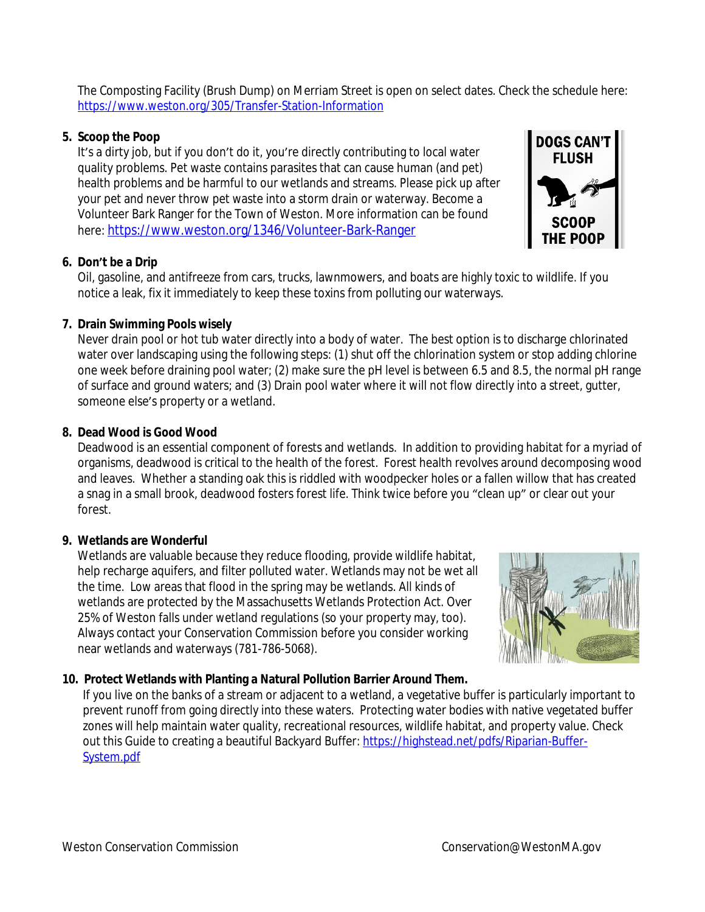The Composting Facility (Brush Dump) on Merriam Street is open on select dates. Check the schedule here: https://www.weston.org/305/Transfer-Station-Information

5. **Scoop the Poop**
   It's a dirty job, but if you don't do it, you're directly contributing to local water quality problems. Pet waste contains parasites that can cause human (and pet) health problems and be harmful to our wetlands and streams. Please pick up after your pet and never throw pet waste into a storm drain or waterway. Become a Volunteer Bark Ranger for the Town of Weston. More information can be found here: https://www.weston.org/1346/Volunteer-Bark-Ranger

6. **Don't be a Drip**
   Oil, gasoline, and antifreeze from cars, trucks, lawnmowers, and boats are highly toxic to wildlife. If you notice a leak, fix it immediately to keep these toxins from polluting our waterways.

7. **Drain Swimming Pools wisely**
   Never drain pool or hot tub water directly into a body of water. The best option is to discharge chlorinated water over landscaping using the following steps: (1) shut off the chlorination system or stop adding chlorine one week before draining pool water; (2) make sure the pH level is between 6.5 and 8.5, the normal pH range of surface and ground waters; and (3) Drain pool water where it will not flow directly into a street, gutter, someone else's property or a wetland.

8. **Dead Wood is Good Wood**
   Deadwood is an essential component of forests and wetlands. In addition to providing habitat for a myriad of organisms, deadwood is critical to the health of the forest. Forest health revolves around decomposing wood and leaves. Whether a standing oak this is riddled with woodpecker holes or a fallen willow that has created a snag in a small brook, deadwood fosters forest life. Think twice before you "clean up" or clear out your forest.

9. **Wetlands are Wonderful**
   Wetlands are valuable because they reduce flooding, provide wildlife habitat, help recharge aquifers, and filter polluted water. Wetlands may not be wet all the time. Low areas that flood in the spring may be wetlands. All kinds of wetlands are protected by the Massachusetts Wetlands Protection Act. Over 25% of Weston falls under wetland regulations (so your property may, too). Always contact your Conservation Commission before you consider working near wetlands and waterways (781-786-5068).

10. **Protect Wetlands with Planting a Natural Pollution Barrier Around Them.**
    If you live on the banks of a stream or adjacent to a wetland, a vegetative buffer is particularly important to prevent runoff from going directly into these waters. Protecting water bodies with native vegetated buffer zones will help maintain water quality, recreational resources, wildlife habitat, and property value. Check out this Guide to creating a beautiful Backyard Buffer: https://highstead.net/pdfs/Riparian-Buffer-System.pdf

Weston Conservation Commission Conservation@WestonMA.gov